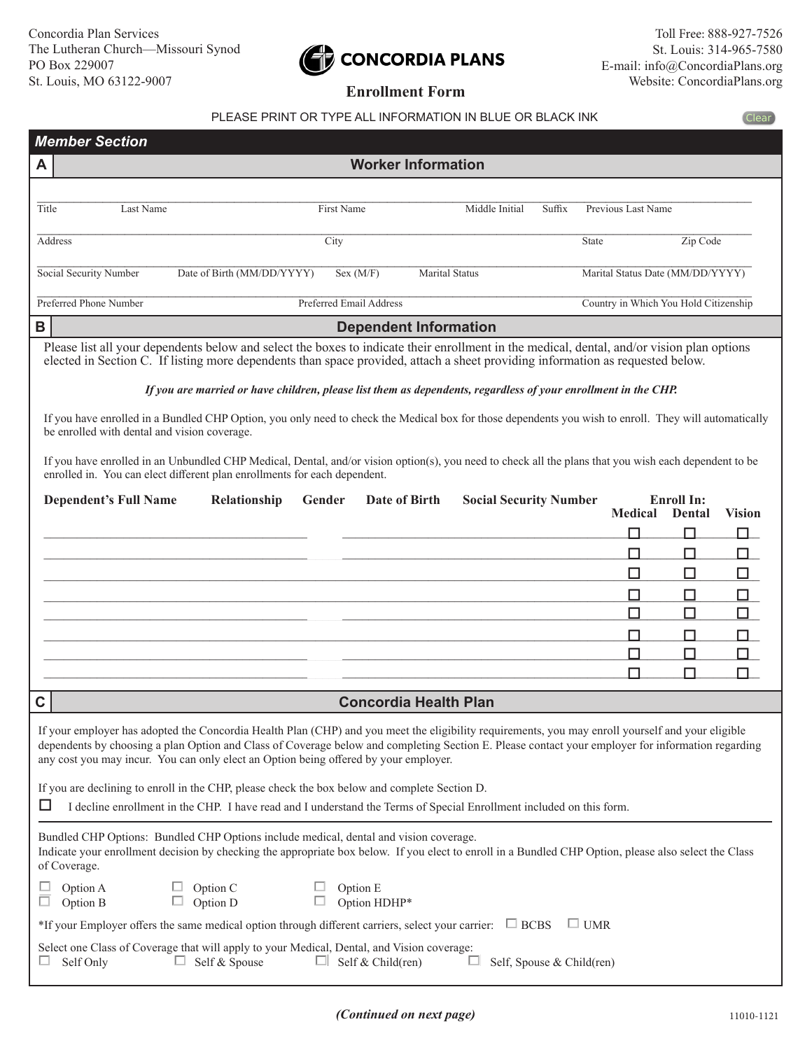Concordia Plan Services
The Lutheran Church—Missouri Synod
PO Box 229007
St. Louis, MO 63122-9007

**CONCORDIA PLANS**

Toll Free: 888-927-7526
St. Louis: 314-965-7580
E-mail: info@ConcordiaPlans.org
Website: ConcordiaPlans.org

# Enrollment Form

PLEASE PRINT OR TYPE ALL INFORMATION IN BLUE OR BLACK INK

Clear

## *Member Section*

### A Worker Information

Title ______ Last Name ______ First Name ______ Middle Initial ______ Suffix ______ Previous Last Name ______

Address ______ City ______ State ______ Zip Code ______

Social Security Number ______ Date of Birth (MM/DD/YYYY) ______ Sex (M/F) ______ Marital Status ______ Marital Status Date (MM/DD/YYYY) ______

Preferred Phone Number ______ Preferred Email Address ______ Country in Which You Hold Citizenship ______

### B Dependent Information

Please list all your dependents below and select the boxes to indicate their enrollment in the medical, dental, and/or vision plan options elected in Section C. If listing more dependents than space provided, attach a sheet providing information as requested below.

***If you are married or have children, please list them as dependents, regardless of your enrollment in the CHP.***

If you have enrolled in a Bundled CHP Option, you only need to check the Medical box for those dependents you wish to enroll. They will automatically be enrolled with dental and vision coverage.

If you have enrolled in an Unbundled CHP Medical, Dental, and/or vision option(s), you need to check all the plans that you wish each dependent to be enrolled in. You can elect different plan enrollments for each dependent.

| Dependent's Full Name | Relationship | Gender | Date of Birth | Social Security Number | Enroll In: Medical | Dental | Vision |
|---|---|---|---|---|---|---|---|
| | | | | | ☐ | ☐ | ☐ |
| | | | | | ☐ | ☐ | ☐ |
| | | | | | ☐ | ☐ | ☐ |
| | | | | | ☐ | ☐ | ☐ |
| | | | | | ☐ | ☐ | ☐ |
| | | | | | ☐ | ☐ | ☐ |
| | | | | | ☐ | ☐ | ☐ |
| | | | | | ☐ | ☐ | ☐ |

### C Concordia Health Plan

If your employer has adopted the Concordia Health Plan (CHP) and you meet the eligibility requirements, you may enroll yourself and your eligible dependents by choosing a plan Option and Class of Coverage below and completing Section E. Please contact your employer for information regarding any cost you may incur. You can only elect an Option being offered by your employer.

If you are declining to enroll in the CHP, please check the box below and complete Section D.

☐ I decline enrollment in the CHP. I have read and I understand the Terms of Special Enrollment included on this form.

Bundled CHP Options: Bundled CHP Options include medical, dental and vision coverage.
Indicate your enrollment decision by checking the appropriate box below. If you elect to enroll in a Bundled CHP Option, please also select the Class of Coverage.

☐ Option A ☐ Option C ☐ Option E
☐ Option B ☐ Option D ☐ Option HDHP*

*If your Employer offers the same medical option through different carriers, select your carrier: ☐ BCBS ☐ UMR

Select one Class of Coverage that will apply to your Medical, Dental, and Vision coverage:
☐ Self Only ☐ Self & Spouse ☐ Self & Child(ren) ☐ Self, Spouse & Child(ren)

***(Continued on next page)***

11010-1121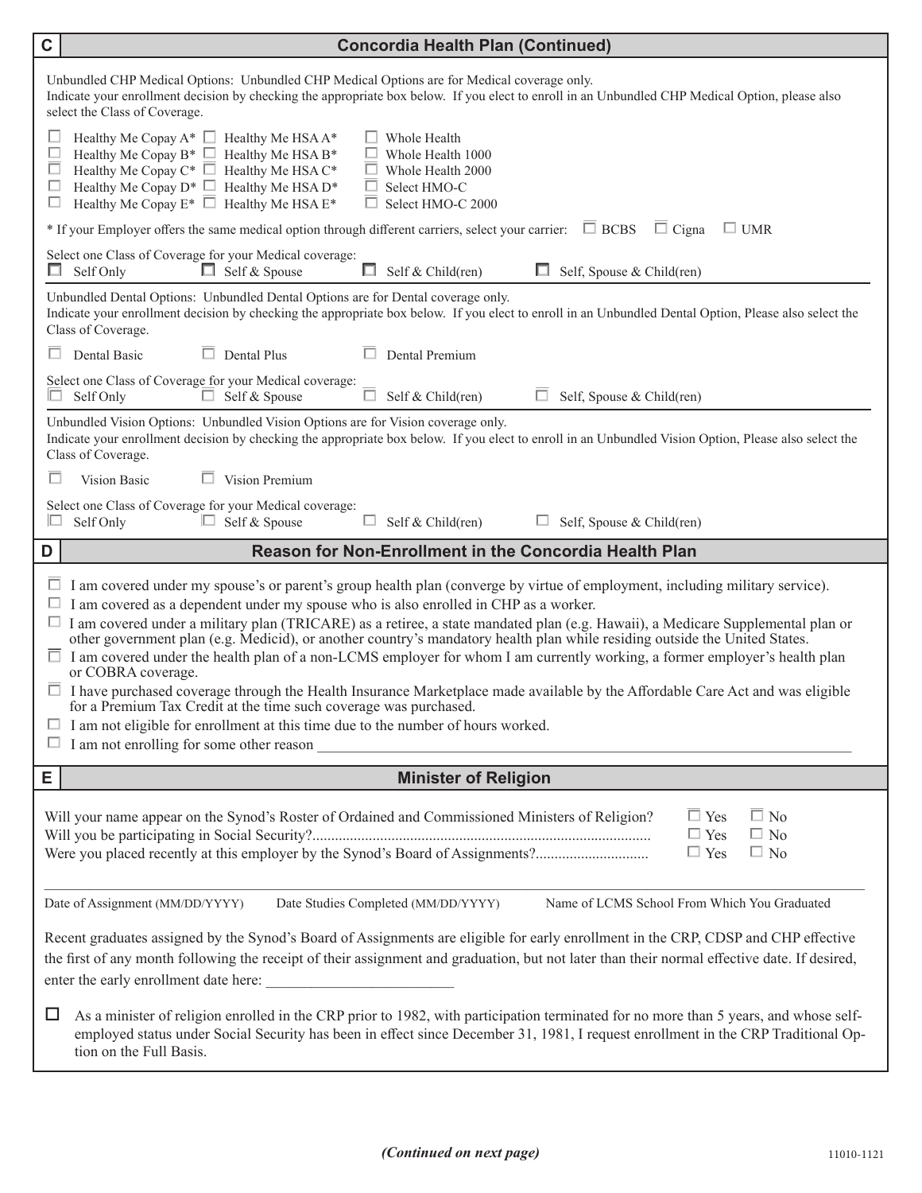## C Concordia Health Plan (Continued)

Unbundled CHP Medical Options: Unbundled CHP Medical Options are for Medical coverage only.
Indicate your enrollment decision by checking the appropriate box below. If you elect to enroll in an Unbundled CHP Medical Option, please also select the Class of Coverage.

- ☐ Healthy Me Copay A* ☐ Healthy Me HSA A* ☐ Whole Health
- ☐ Healthy Me Copay B* ☐ Healthy Me HSA B* ☐ Whole Health 1000
- ☐ Healthy Me Copay C* ☐ Healthy Me HSA C* ☐ Whole Health 2000
- ☐ Healthy Me Copay D* ☐ Healthy Me HSA D* ☐ Select HMO-C
- ☐ Healthy Me Copay E* ☐ Healthy Me HSA E* ☐ Select HMO-C 2000

* If your Employer offers the same medical option through different carriers, select your carrier: ☐ BCBS ☐ Cigna ☐ UMR

Select one Class of Coverage for your Medical coverage:
☐ Self Only ☐ Self & Spouse ☐ Self & Child(ren) ☐ Self, Spouse & Child(ren)

Unbundled Dental Options: Unbundled Dental Options are for Dental coverage only.
Indicate your enrollment decision by checking the appropriate box below. If you elect to enroll in an Unbundled Dental Option, Please also select the Class of Coverage.

☐ Dental Basic ☐ Dental Plus ☐ Dental Premium

Select one Class of Coverage for your Medical coverage:
☐ Self Only ☐ Self & Spouse ☐ Self & Child(ren) ☐ Self, Spouse & Child(ren)

Unbundled Vision Options: Unbundled Vision Options are for Vision coverage only.
Indicate your enrollment decision by checking the appropriate box below. If you elect to enroll in an Unbundled Vision Option, Please also select the Class of Coverage.

☐ Vision Basic ☐ Vision Premium

Select one Class of Coverage for your Medical coverage:
☐ Self Only ☐ Self & Spouse ☐ Self & Child(ren) ☐ Self, Spouse & Child(ren)

## D Reason for Non-Enrollment in the Concordia Health Plan

- ☐ I am covered under my spouse's or parent's group health plan (converge by virtue of employment, including military service).
- ☐ I am covered as a dependent under my spouse who is also enrolled in CHP as a worker.
- ☐ I am covered under a military plan (TRICARE) as a retiree, a state mandated plan (e.g. Hawaii), a Medicare Supplemental plan or other government plan (e.g. Medicid), or another country's mandatory health plan while residing outside the United States.
- ☐ I am covered under the health plan of a non-LCMS employer for whom I am currently working, a former employer's health plan or COBRA coverage.
- ☐ I have purchased coverage through the Health Insurance Marketplace made available by the Affordable Care Act and was eligible for a Premium Tax Credit at the time such coverage was purchased.
- ☐ I am not eligible for enrollment at this time due to the number of hours worked.
- ☐ I am not enrolling for some other reason ____________________

## E Minister of Religion

| | | |
|---|---|---|
| Will your name appear on the Synod's Roster of Ordained and Commissioned Ministers of Religion? | ☐ Yes | ☐ No |
| Will you be participating in Social Security?......................................................................... | ☐ Yes | ☐ No |
| Were you placed recently at this employer by the Synod's Board of Assignments?............................ | ☐ Yes | ☐ No |

Date of Assignment (MM/DD/YYYY) | Date Studies Completed (MM/DD/YYYY) | Name of LCMS School From Which You Graduated

Recent graduates assigned by the Synod's Board of Assignments are eligible for early enrollment in the CRP, CDSP and CHP effective the first of any month following the receipt of their assignment and graduation, but not later than their normal effective date. If desired, enter the early enrollment date here: ____________________

☐ As a minister of religion enrolled in the CRP prior to 1982, with participation terminated for no more than 5 years, and whose self-employed status under Social Security has been in effect since December 31, 1981, I request enrollment in the CRP Traditional Option on the Full Basis.

*(Continued on next page)*

11010-1121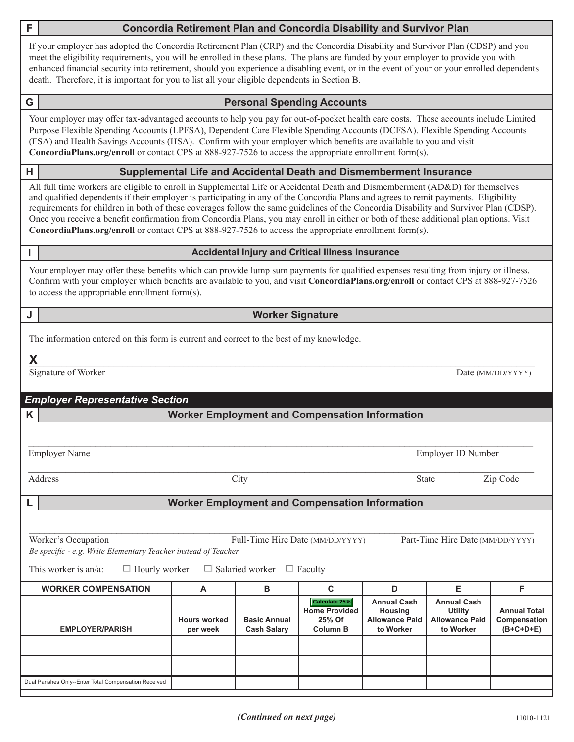## F — Concordia Retirement Plan and Concordia Disability and Survivor Plan

If your employer has adopted the Concordia Retirement Plan (CRP) and the Concordia Disability and Survivor Plan (CDSP) and you meet the eligibility requirements, you will be enrolled in these plans. The plans are funded by your employer to provide you with enhanced financial security into retirement, should you experience a disabling event, or in the event of your or your enrolled dependents death. Therefore, it is important for you to list all your eligible dependents in Section B.

## G — Personal Spending Accounts

Your employer may offer tax-advantaged accounts to help you pay for out-of-pocket health care costs. These accounts include Limited Purpose Flexible Spending Accounts (LPFSA), Dependent Care Flexible Spending Accounts (DCFSA). Flexible Spending Accounts (FSA) and Health Savings Accounts (HSA). Confirm with your employer which benefits are available to you and visit **ConcordiaPlans.org/enroll** or contact CPS at 888-927-7526 to access the appropriate enrollment form(s).

## H — Supplemental Life and Accidental Death and Dismemberment Insurance

All full time workers are eligible to enroll in Supplemental Life or Accidental Death and Dismemberment (AD&D) for themselves and qualified dependents if their employer is participating in any of the Concordia Plans and agrees to remit payments. Eligibility requirements for children in both of these coverages follow the same guidelines of the Concordia Disability and Survivor Plan (CDSP). Once you receive a benefit confirmation from Concordia Plans, you may enroll in either or both of these additional plan options. Visit **ConcordiaPlans.org/enroll** or contact CPS at 888-927-7526 to access the appropriate enrollment form(s).

## I — Accidental Injury and Critical Illness Insurance

Your employer may offer these benefits which can provide lump sum payments for qualified expenses resulting from injury or illness. Confirm with your employer which benefits are available to you, and visit **ConcordiaPlans.org/enroll** or contact CPS at 888-927-7526 to access the appropriable enrollment form(s).

## J — Worker Signature

The information entered on this form is current and correct to the best of my knowledge.

**X** ______________________________________________

Signature of Worker  Date (MM/DD/YYYY)

## *Employer Representative Section*

## K — Worker Employment and Compensation Information

______________________________________________

Employer Name  Employer ID Number

______________________________________________

Address  City  State  Zip Code

## L — Worker Employment and Compensation Information

______________________________________________

Worker's Occupation  Full-Time Hire Date (MM/DD/YYYY)  Part-Time Hire Date (MM/DD/YYYY)

*Be specific - e.g. Write Elementary Teacher instead of Teacher*

This worker is an/a: ☐ Hourly worker ☐ Salaried worker ☐ Faculty

| WORKER COMPENSATION | A | B | C | D | E | F |
|---|---|---|---|---|---|---|
| EMPLOYER/PARISH | Hours worked per week | Basic Annual Cash Salary | Calculate 25% Home Provided 25% Of Column B | Annual Cash Housing Allowance Paid to Worker | Annual Cash Utility Allowance Paid to Worker | Annual Total Compensation (B+C+D+E) |
| | | | | | | |
| | | | | | | |
| Dual Parishes Only--Enter Total Compensation Received | | | | | | |

*(Continued on next page)*

11010-1121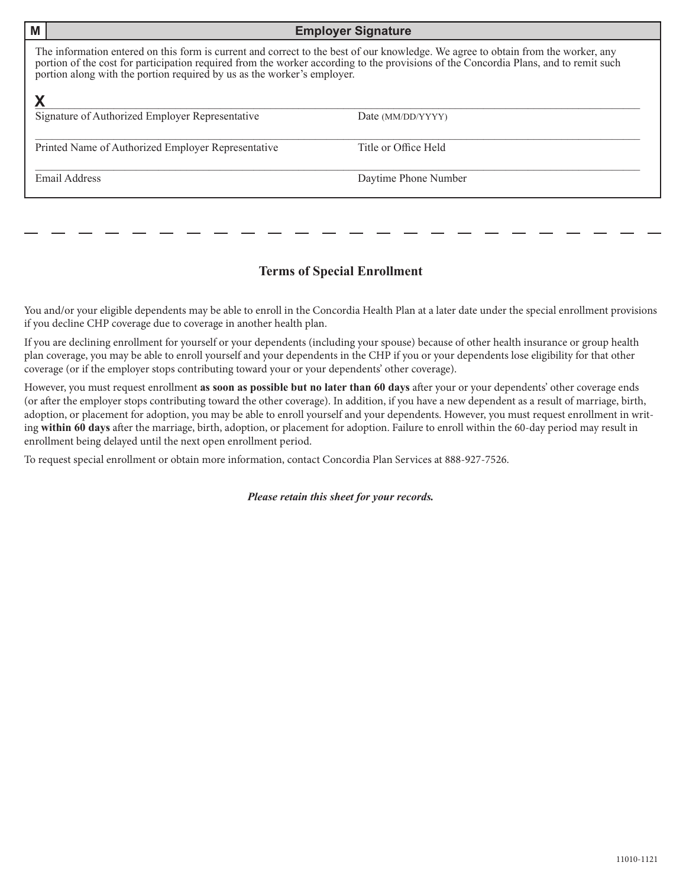## M Employer Signature

The information entered on this form is current and correct to the best of our knowledge. We agree to obtain from the worker, any portion of the cost for participation required from the worker according to the provisions of the Concordia Plans, and to remit such portion along with the portion required by us as the worker's employer.

**X**

| | |
|---|---|
| Signature of Authorized Employer Representative | Date (MM/DD/YYYY) |
| Printed Name of Authorized Employer Representative | Title or Office Held |
| Email Address | Daytime Phone Number |

## Terms of Special Enrollment

You and/or your eligible dependents may be able to enroll in the Concordia Health Plan at a later date under the special enrollment provisions if you decline CHP coverage due to coverage in another health plan.

If you are declining enrollment for yourself or your dependents (including your spouse) because of other health insurance or group health plan coverage, you may be able to enroll yourself and your dependents in the CHP if you or your dependents lose eligibility for that other coverage (or if the employer stops contributing toward your or your dependents' other coverage).

However, you must request enrollment **as soon as possible but no later than 60 days** after your or your dependents' other coverage ends (or after the employer stops contributing toward the other coverage). In addition, if you have a new dependent as a result of marriage, birth, adoption, or placement for adoption, you may be able to enroll yourself and your dependents. However, you must request enrollment in writing **within 60 days** after the marriage, birth, adoption, or placement for adoption. Failure to enroll within the 60-day period may result in enrollment being delayed until the next open enrollment period.

To request special enrollment or obtain more information, contact Concordia Plan Services at 888-927-7526.

***Please retain this sheet for your records.***

11010-1121